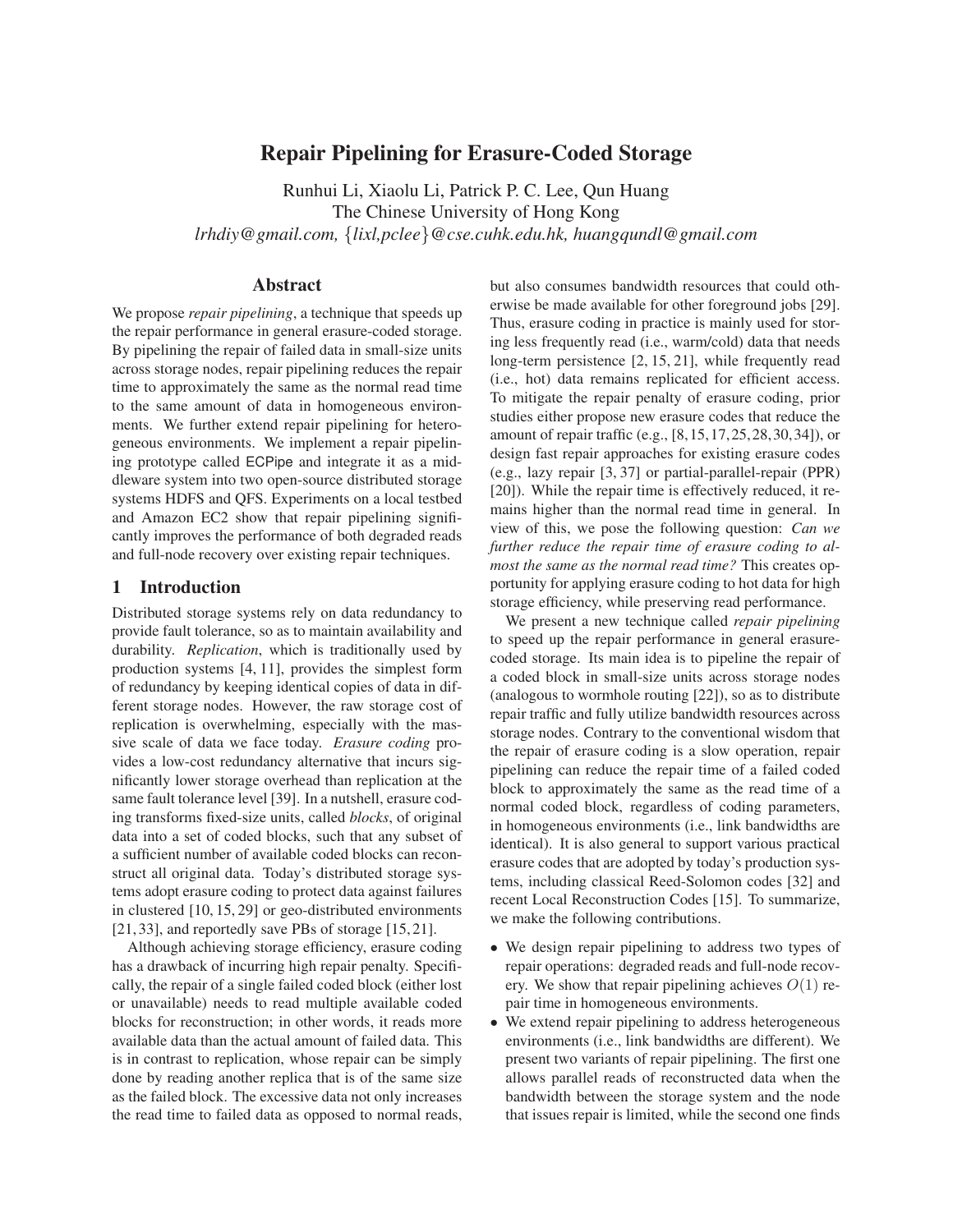# Repair Pipelining for Erasure-Coded Storage

Runhui Li, Xiaolu Li, Patrick P. C. Lee, Qun Huang
The Chinese University of Hong Kong
*lrhdiy@gmail.com, {lixl,pclee}@cse.cuhk.edu.hk, huangqundl@gmail.com*

## Abstract

We propose *repair pipelining*, a technique that speeds up the repair performance in general erasure-coded storage. By pipelining the repair of failed data in small-size units across storage nodes, repair pipelining reduces the repair time to approximately the same as the normal read time to the same amount of data in homogeneous environments. We further extend repair pipelining for heterogeneous environments. We implement a repair pipelining prototype called ECPipe and integrate it as a middleware system into two open-source distributed storage systems HDFS and QFS. Experiments on a local testbed and Amazon EC2 show that repair pipelining significantly improves the performance of both degraded reads and full-node recovery over existing repair techniques.

## 1 Introduction

Distributed storage systems rely on data redundancy to provide fault tolerance, so as to maintain availability and durability. *Replication*, which is traditionally used by production systems [4, 11], provides the simplest form of redundancy by keeping identical copies of data in different storage nodes. However, the raw storage cost of replication is overwhelming, especially with the massive scale of data we face today. *Erasure coding* provides a low-cost redundancy alternative that incurs significantly lower storage overhead than replication at the same fault tolerance level [39]. In a nutshell, erasure coding transforms fixed-size units, called *blocks*, of original data into a set of coded blocks, such that any subset of a sufficient number of available coded blocks can reconstruct all original data. Today's distributed storage systems adopt erasure coding to protect data against failures in clustered [10, 15, 29] or geo-distributed environments [21, 33], and reportedly save PBs of storage [15, 21].

Although achieving storage efficiency, erasure coding has a drawback of incurring high repair penalty. Specifically, the repair of a single failed coded block (either lost or unavailable) needs to read multiple available coded blocks for reconstruction; in other words, it reads more available data than the actual amount of failed data. This is in contrast to replication, whose repair can be simply done by reading another replica that is of the same size as the failed block. The excessive data not only increases the read time to failed data as opposed to normal reads, but also consumes bandwidth resources that could otherwise be made available for other foreground jobs [29]. Thus, erasure coding in practice is mainly used for storing less frequently read (i.e., warm/cold) data that needs long-term persistence [2, 15, 21], while frequently read (i.e., hot) data remains replicated for efficient access. To mitigate the repair penalty of erasure coding, prior studies either propose new erasure codes that reduce the amount of repair traffic (e.g., [8, 15, 17, 25, 28, 30, 34]), or design fast repair approaches for existing erasure codes (e.g., lazy repair [3, 37] or partial-parallel-repair (PPR) [20]). While the repair time is effectively reduced, it remains higher than the normal read time in general. In view of this, we pose the following question: *Can we further reduce the repair time of erasure coding to almost the same as the normal read time?* This creates opportunity for applying erasure coding to hot data for high storage efficiency, while preserving read performance.

We present a new technique called *repair pipelining* to speed up the repair performance in general erasure-coded storage. Its main idea is to pipeline the repair of a coded block in small-size units across storage nodes (analogous to wormhole routing [22]), so as to distribute repair traffic and fully utilize bandwidth resources across storage nodes. Contrary to the conventional wisdom that the repair of erasure coding is a slow operation, repair pipelining can reduce the repair time of a failed coded block to approximately the same as the read time of a normal coded block, regardless of coding parameters, in homogeneous environments (i.e., link bandwidths are identical). It is also general to support various practical erasure codes that are adopted by today's production systems, including classical Reed-Solomon codes [32] and recent Local Reconstruction Codes [15]. To summarize, we make the following contributions.

- We design repair pipelining to address two types of repair operations: degraded reads and full-node recovery. We show that repair pipelining achieves $O(1)$ repair time in homogeneous environments.
- We extend repair pipelining to address heterogeneous environments (i.e., link bandwidths are different). We present two variants of repair pipelining. The first one allows parallel reads of reconstructed data when the bandwidth between the storage system and the node that issues repair is limited, while the second one finds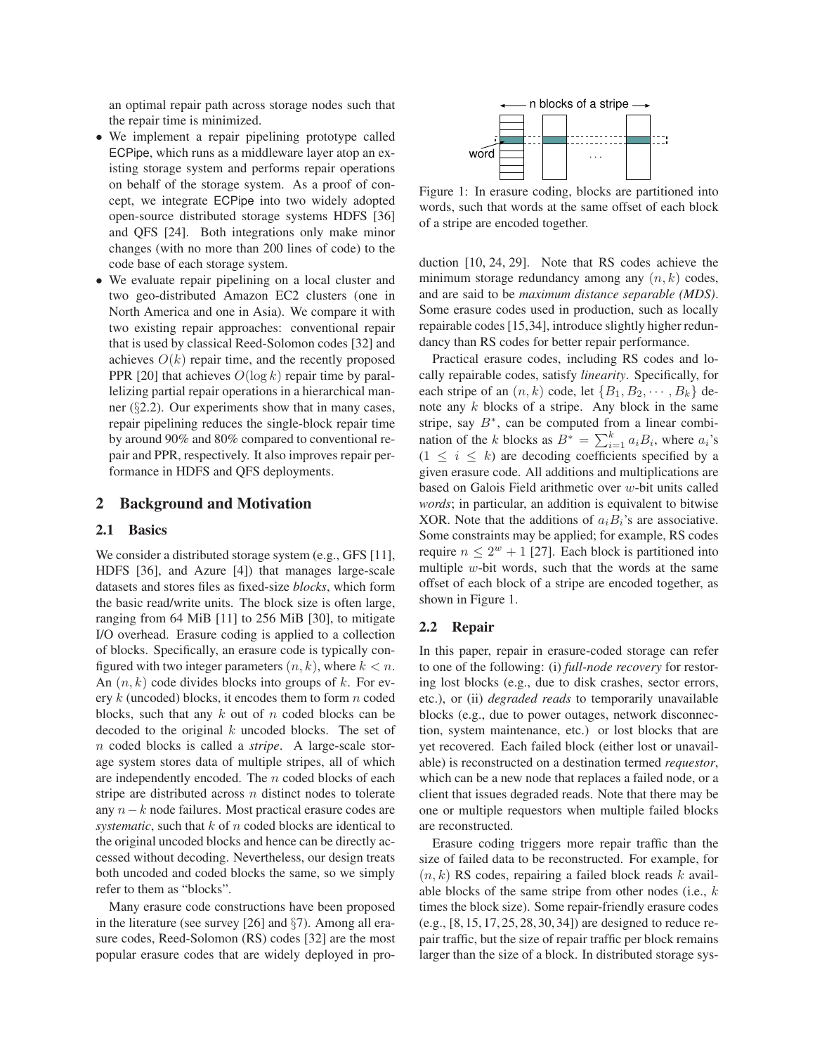an optimal repair path across storage nodes such that the repair time is minimized.

- We implement a repair pipelining prototype called ECPipe, which runs as a middleware layer atop an existing storage system and performs repair operations on behalf of the storage system. As a proof of concept, we integrate ECPipe into two widely adopted open-source distributed storage systems HDFS [36] and QFS [24]. Both integrations only make minor changes (with no more than 200 lines of code) to the code base of each storage system.
- We evaluate repair pipelining on a local cluster and two geo-distributed Amazon EC2 clusters (one in North America and one in Asia). We compare it with two existing repair approaches: conventional repair that is used by classical Reed-Solomon codes [32] and achieves $O(k)$ repair time, and the recently proposed PPR [20] that achieves $O(\log k)$ repair time by parallelizing partial repair operations in a hierarchical manner (§2.2). Our experiments show that in many cases, repair pipelining reduces the single-block repair time by around 90% and 80% compared to conventional repair and PPR, respectively. It also improves repair performance in HDFS and QFS deployments.

## 2 Background and Motivation

### 2.1 Basics

We consider a distributed storage system (e.g., GFS [11], HDFS [36], and Azure [4]) that manages large-scale datasets and stores files as fixed-size *blocks*, which form the basic read/write units. The block size is often large, ranging from 64 MiB [11] to 256 MiB [30], to mitigate I/O overhead. Erasure coding is applied to a collection of blocks. Specifically, an erasure code is typically configured with two integer parameters $(n, k)$, where $k < n$. An $(n, k)$ code divides blocks into groups of $k$. For every $k$ (uncoded) blocks, it encodes them to form $n$ coded blocks, such that any $k$ out of $n$ coded blocks can be decoded to the original $k$ uncoded blocks. The set of $n$ coded blocks is called a *stripe*. A large-scale storage system stores data of multiple stripes, all of which are independently encoded. The $n$ coded blocks of each stripe are distributed across $n$ distinct nodes to tolerate any $n-k$ node failures. Most practical erasure codes are *systematic*, such that $k$ of $n$ coded blocks are identical to the original uncoded blocks and hence can be directly accessed without decoding. Nevertheless, our design treats both uncoded and coded blocks the same, so we simply refer to them as "blocks".

Many erasure code constructions have been proposed in the literature (see survey [26] and §7). Among all erasure codes, Reed-Solomon (RS) codes [32] are the most popular erasure codes that are widely deployed in production [10, 24, 29]. Note that RS codes achieve the minimum storage redundancy among any $(n, k)$ codes, and are said to be *maximum distance separable (MDS)*. Some erasure codes used in production, such as locally repairable codes [15,34], introduce slightly higher redundancy than RS codes for better repair performance.

Figure 1: In erasure coding, blocks are partitioned into words, such that words at the same offset of each block of a stripe are encoded together.

Practical erasure codes, including RS codes and locally repairable codes, satisfy *linearity*. Specifically, for each stripe of an $(n, k)$ code, let $\{B_1, B_2, \cdots, B_k\}$ denote any $k$ blocks of a stripe. Any block in the same stripe, say $B^*$, can be computed from a linear combination of the $k$ blocks as $B^* = \sum_{i=1}^{k} a_i B_i$, where $a_i$'s ($1 \leq i \leq k$) are decoding coefficients specified by a given erasure code. All additions and multiplications are based on Galois Field arithmetic over $w$-bit units called *words*; in particular, an addition is equivalent to bitwise XOR. Note that the additions of $a_i B_i$'s are associative. Some constraints may be applied; for example, RS codes require $n \leq 2^w + 1$ [27]. Each block is partitioned into multiple $w$-bit words, such that the words at the same offset of each block of a stripe are encoded together, as shown in Figure 1.

### 2.2 Repair

In this paper, repair in erasure-coded storage can refer to one of the following: (i) *full-node recovery* for restoring lost blocks (e.g., due to disk crashes, sector errors, etc.), or (ii) *degraded reads* to temporarily unavailable blocks (e.g., due to power outages, network disconnection, system maintenance, etc.) or lost blocks that are yet recovered. Each failed block (either lost or unavailable) is reconstructed on a destination termed *requestor*, which can be a new node that replaces a failed node, or a client that issues degraded reads. Note that there may be one or multiple requestors when multiple failed blocks are reconstructed.

Erasure coding triggers more repair traffic than the size of failed data to be reconstructed. For example, for $(n, k)$ RS codes, repairing a failed block reads $k$ available blocks of the same stripe from other nodes (i.e., $k$ times the block size). Some repair-friendly erasure codes (e.g., [8, 15, 17, 25, 28, 30, 34]) are designed to reduce repair traffic, but the size of repair traffic per block remains larger than the size of a block. In distributed storage sys-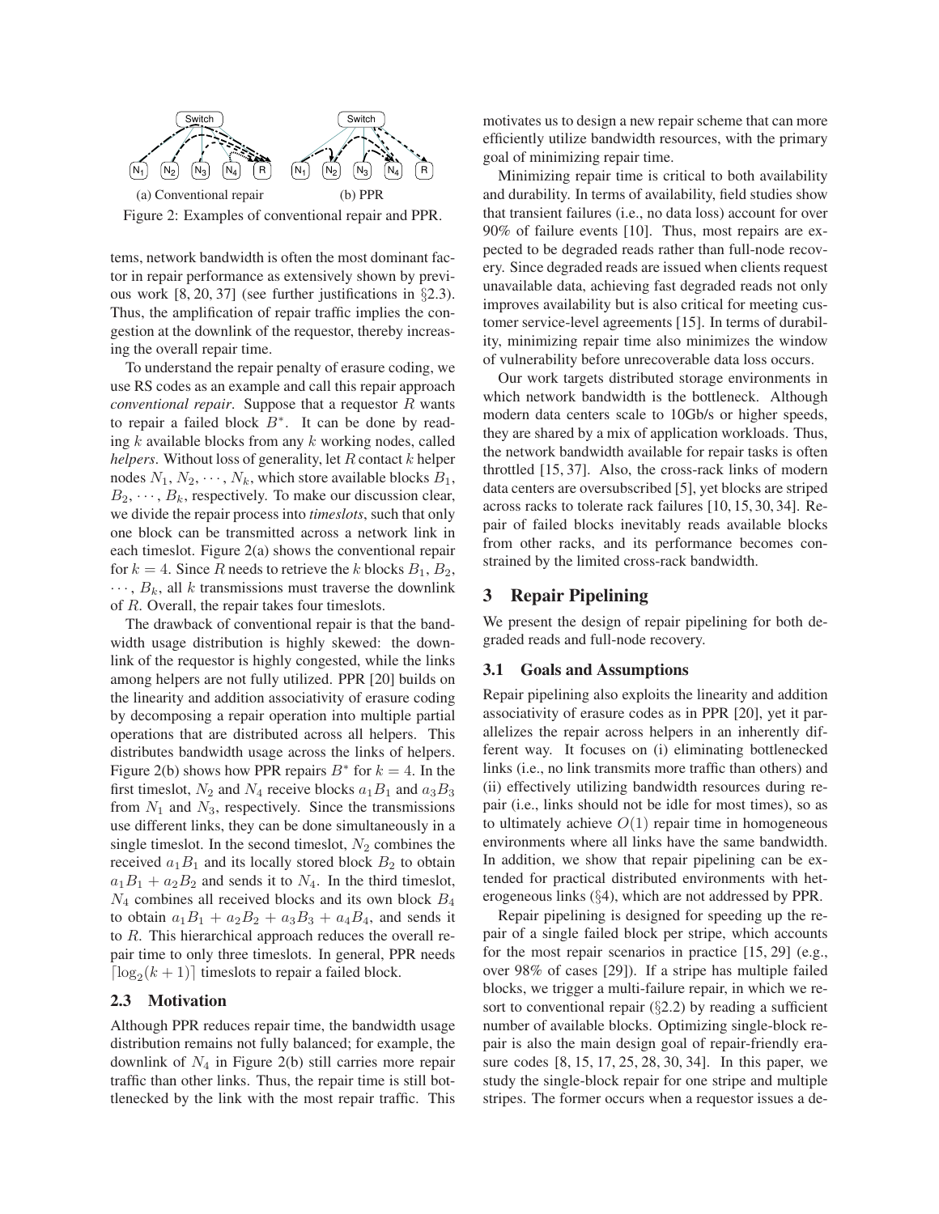Figure 2: Examples of conventional repair and PPR.

(a) Conventional repair (b) PPR

tems, network bandwidth is often the most dominant factor in repair performance as extensively shown by previous work [8, 20, 37] (see further justifications in §2.3). Thus, the amplification of repair traffic implies the congestion at the downlink of the requestor, thereby increasing the overall repair time.

To understand the repair penalty of erasure coding, we use RS codes as an example and call this repair approach *conventional repair*. Suppose that a requestor $R$ wants to repair a failed block $B^*$. It can be done by reading $k$ available blocks from any $k$ working nodes, called *helpers*. Without loss of generality, let $R$ contact $k$ helper nodes $N_1, N_2, \cdots, N_k$, which store available blocks $B_1$, $B_2, \cdots, B_k$, respectively. To make our discussion clear, we divide the repair process into *timeslots*, such that only one block can be transmitted across a network link in each timeslot. Figure 2(a) shows the conventional repair for $k = 4$. Since $R$ needs to retrieve the $k$ blocks $B_1$, $B_2$, $\cdots$, $B_k$, all $k$ transmissions must traverse the downlink of $R$. Overall, the repair takes four timeslots.

The drawback of conventional repair is that the bandwidth usage distribution is highly skewed: the downlink of the requestor is highly congested, while the links among helpers are not fully utilized. PPR [20] builds on the linearity and addition associativity of erasure coding by decomposing a repair operation into multiple partial operations that are distributed across all helpers. This distributes bandwidth usage across the links of helpers. Figure 2(b) shows how PPR repairs $B^*$ for $k = 4$. In the first timeslot, $N_2$ and $N_4$ receive blocks $a_1B_1$ and $a_3B_3$ from $N_1$ and $N_3$, respectively. Since the transmissions use different links, they can be done simultaneously in a single timeslot. In the second timeslot, $N_2$ combines the received $a_1B_1$ and its locally stored block $B_2$ to obtain $a_1B_1 + a_2B_2$ and sends it to $N_4$. In the third timeslot, $N_4$ combines all received blocks and its own block $B_4$ to obtain $a_1B_1 + a_2B_2 + a_3B_3 + a_4B_4$, and sends it to $R$. This hierarchical approach reduces the overall repair time to only three timeslots. In general, PPR needs $\lceil \log_2(k+1) \rceil$ timeslots to repair a failed block.

### 2.3 Motivation

Although PPR reduces repair time, the bandwidth usage distribution remains not fully balanced; for example, the downlink of $N_4$ in Figure 2(b) still carries more repair traffic than other links. Thus, the repair time is still bottlenecked by the link with the most repair traffic. This motivates us to design a new repair scheme that can more efficiently utilize bandwidth resources, with the primary goal of minimizing repair time.

Minimizing repair time is critical to both availability and durability. In terms of availability, field studies show that transient failures (i.e., no data loss) account for over 90% of failure events [10]. Thus, most repairs are expected to be degraded reads rather than full-node recovery. Since degraded reads are issued when clients request unavailable data, achieving fast degraded reads not only improves availability but is also critical for meeting customer service-level agreements [15]. In terms of durability, minimizing repair time also minimizes the window of vulnerability before unrecoverable data loss occurs.

Our work targets distributed storage environments in which network bandwidth is the bottleneck. Although modern data centers scale to 10Gb/s or higher speeds, they are shared by a mix of application workloads. Thus, the network bandwidth available for repair tasks is often throttled [15, 37]. Also, the cross-rack links of modern data centers are oversubscribed [5], yet blocks are striped across racks to tolerate rack failures [10, 15, 30, 34]. Repair of failed blocks inevitably reads available blocks from other racks, and its performance becomes constrained by the limited cross-rack bandwidth.

## 3 Repair Pipelining

We present the design of repair pipelining for both degraded reads and full-node recovery.

### 3.1 Goals and Assumptions

Repair pipelining also exploits the linearity and addition associativity of erasure codes as in PPR [20], yet it parallelizes the repair across helpers in an inherently different way. It focuses on (i) eliminating bottlenecked links (i.e., no link transmits more traffic than others) and (ii) effectively utilizing bandwidth resources during repair (i.e., links should not be idle for most times), so as to ultimately achieve $O(1)$ repair time in homogeneous environments where all links have the same bandwidth. In addition, we show that repair pipelining can be extended for practical distributed environments with heterogeneous links (§4), which are not addressed by PPR.

Repair pipelining is designed for speeding up the repair of a single failed block per stripe, which accounts for the most repair scenarios in practice [15, 29] (e.g., over 98% of cases [29]). If a stripe has multiple failed blocks, we trigger a multi-failure repair, in which we resort to conventional repair (§2.2) by reading a sufficient number of available blocks. Optimizing single-block repair is also the main design goal of repair-friendly erasure codes [8, 15, 17, 25, 28, 30, 34]. In this paper, we study the single-block repair for one stripe and multiple stripes. The former occurs when a requestor issues a de-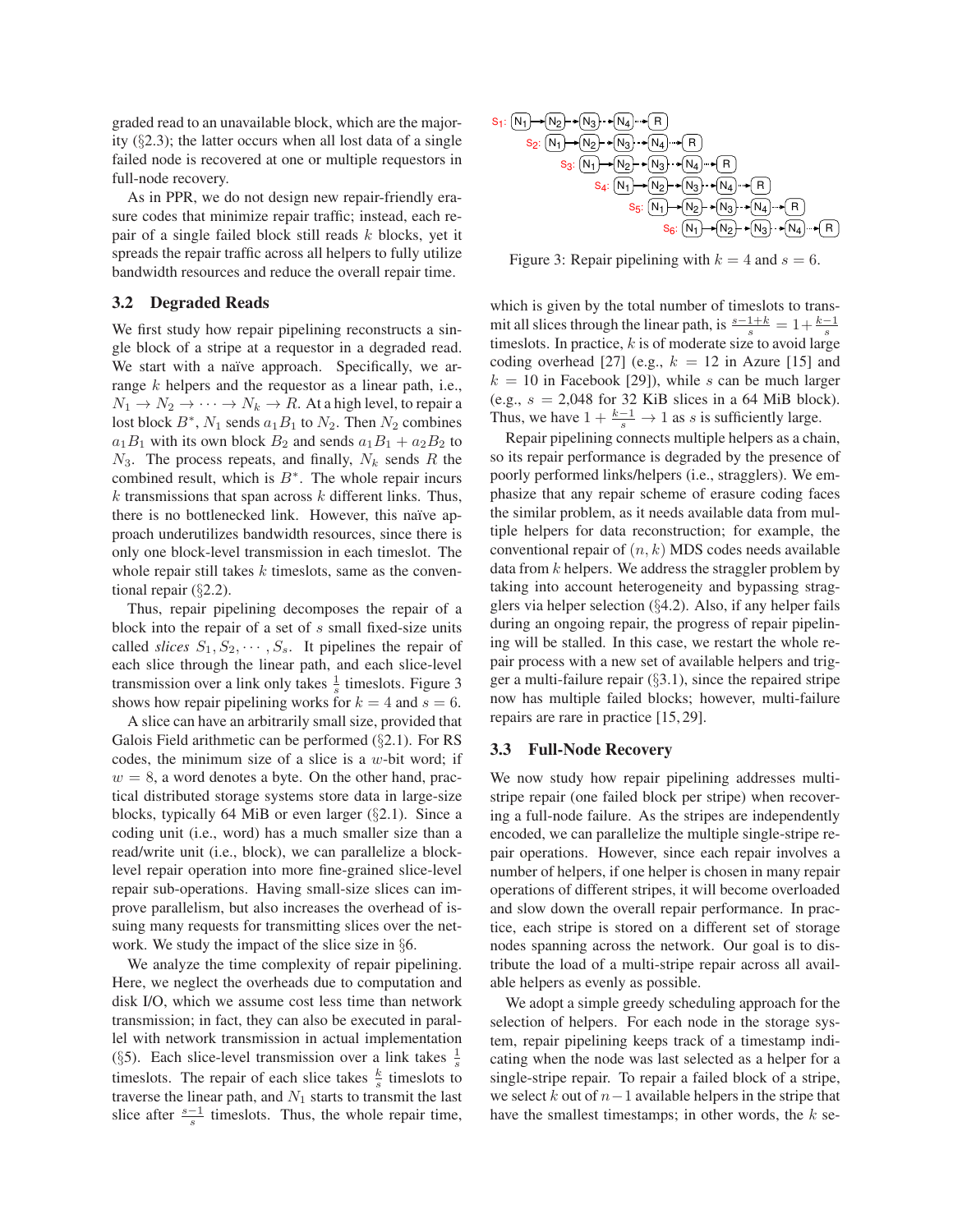graded read to an unavailable block, which are the majority (§2.3); the latter occurs when all lost data of a single failed node is recovered at one or multiple requestors in full-node recovery.

As in PPR, we do not design new repair-friendly erasure codes that minimize repair traffic; instead, each repair of a single failed block still reads $k$ blocks, yet it spreads the repair traffic across all helpers to fully utilize bandwidth resources and reduce the overall repair time.

### 3.2 Degraded Reads

We first study how repair pipelining reconstructs a single block of a stripe at a requestor in a degraded read. We start with a naïve approach. Specifically, we arrange $k$ helpers and the requestor as a linear path, i.e., $N_1 \to N_2 \to \cdots \to N_k \to R$. At a high level, to repair a lost block $B^*$, $N_1$ sends $a_1 B_1$ to $N_2$. Then $N_2$ combines $a_1 B_1$ with its own block $B_2$ and sends $a_1 B_1 + a_2 B_2$ to $N_3$. The process repeats, and finally, $N_k$ sends $R$ the combined result, which is $B^*$. The whole repair incurs $k$ transmissions that span across $k$ different links. Thus, there is no bottlenecked link. However, this naïve approach underutilizes bandwidth resources, since there is only one block-level transmission in each timeslot. The whole repair still takes $k$ timeslots, same as the conventional repair (§2.2).

Thus, repair pipelining decomposes the repair of a block into the repair of a set of $s$ small fixed-size units called *slices* $S_1, S_2, \cdots, S_s$. It pipelines the repair of each slice through the linear path, and each slice-level transmission over a link only takes $\frac{1}{s}$ timeslots. Figure 3 shows how repair pipelining works for $k = 4$ and $s = 6$.

A slice can have an arbitrarily small size, provided that Galois Field arithmetic can be performed (§2.1). For RS codes, the minimum size of a slice is a $w$-bit word; if $w = 8$, a word denotes a byte. On the other hand, practical distributed storage systems store data in large-size blocks, typically 64 MiB or even larger (§2.1). Since a coding unit (i.e., word) has a much smaller size than a read/write unit (i.e., block), we can parallelize a block-level repair operation into more fine-grained slice-level repair sub-operations. Having small-size slices can improve parallelism, but also increases the overhead of issuing many requests for transmitting slices over the network. We study the impact of the slice size in §6.

We analyze the time complexity of repair pipelining. Here, we neglect the overheads due to computation and disk I/O, which we assume cost less time than network transmission; in fact, they can also be executed in parallel with network transmission in actual implementation (§5). Each slice-level transmission over a link takes $\frac{1}{s}$ timeslots. The repair of each slice takes $\frac{k}{s}$ timeslots to traverse the linear path, and $N_1$ starts to transmit the last slice after $\frac{s-1}{s}$ timeslots. Thus, the whole repair time, which is given by the total number of timeslots to transmit all slices through the linear path, is $\frac{s-1+k}{s} = 1 + \frac{k-1}{s}$ timeslots. In practice, $k$ is of moderate size to avoid large coding overhead [27] (e.g., $k = 12$ in Azure [15] and $k = 10$ in Facebook [29]), while $s$ can be much larger (e.g., $s =$ 2,048 for 32 KiB slices in a 64 MiB block). Thus, we have $1 + \frac{k-1}{s} \to 1$ as $s$ is sufficiently large.

Figure 3: Repair pipelining with $k = 4$ and $s = 6$.

Repair pipelining connects multiple helpers as a chain, so its repair performance is degraded by the presence of poorly performed links/helpers (i.e., stragglers). We emphasize that any repair scheme of erasure coding faces the similar problem, as it needs available data from multiple helpers for data reconstruction; for example, the conventional repair of $(n, k)$ MDS codes needs available data from $k$ helpers. We address the straggler problem by taking into account heterogeneity and bypassing stragglers via helper selection (§4.2). Also, if any helper fails during an ongoing repair, the progress of repair pipelining will be stalled. In this case, we restart the whole repair process with a new set of available helpers and trigger a multi-failure repair (§3.1), since the repaired stripe now has multiple failed blocks; however, multi-failure repairs are rare in practice [15, 29].

### 3.3 Full-Node Recovery

We now study how repair pipelining addresses multi-stripe repair (one failed block per stripe) when recovering a full-node failure. As the stripes are independently encoded, we can parallelize the multiple single-stripe repair operations. However, since each repair involves a number of helpers, if one helper is chosen in many repair operations of different stripes, it will become overloaded and slow down the overall repair performance. In practice, each stripe is stored on a different set of storage nodes spanning across the network. Our goal is to distribute the load of a multi-stripe repair across all available helpers as evenly as possible.

We adopt a simple greedy scheduling approach for the selection of helpers. For each node in the storage system, repair pipelining keeps track of a timestamp indicating when the node was last selected as a helper for a single-stripe repair. To repair a failed block of a stripe, we select $k$ out of $n-1$ available helpers in the stripe that have the smallest timestamps; in other words, the $k$ se-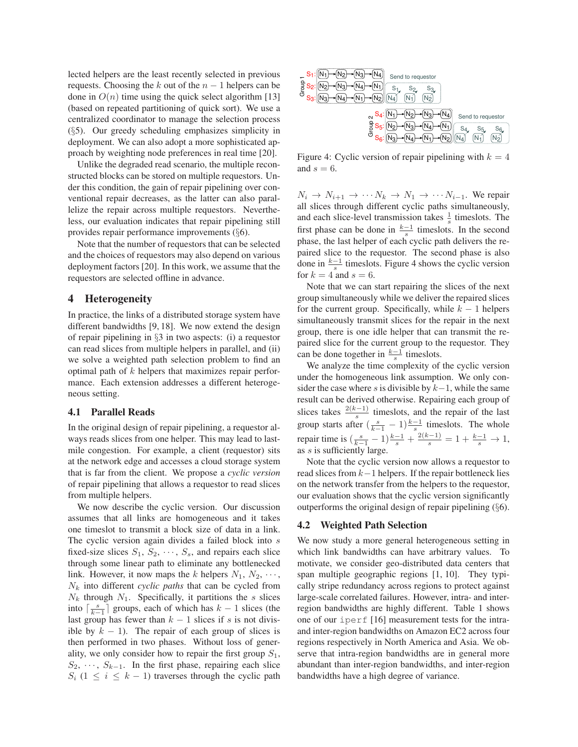lected helpers are the least recently selected in previous requests. Choosing the $k$ out of the $n-1$ helpers can be done in $O(n)$ time using the quick select algorithm [13] (based on repeated partitioning of quick sort). We use a centralized coordinator to manage the selection process (§5). Our greedy scheduling emphasizes simplicity in deployment. We can also adopt a more sophisticated approach by weighting node preferences in real time [20].

Unlike the degraded read scenario, the multiple reconstructed blocks can be stored on multiple requestors. Under this condition, the gain of repair pipelining over conventional repair decreases, as the latter can also parallelize the repair across multiple requestors. Nevertheless, our evaluation indicates that repair pipelining still provides repair performance improvements (§6).

Note that the number of requestors that can be selected and the choices of requestors may also depend on various deployment factors [20]. In this work, we assume that the requestors are selected offline in advance.

## 4 Heterogeneity

In practice, the links of a distributed storage system have different bandwidths [9, 18]. We now extend the design of repair pipelining in §3 in two aspects: (i) a requestor can read slices from multiple helpers in parallel, and (ii) we solve a weighted path selection problem to find an optimal path of $k$ helpers that maximizes repair performance. Each extension addresses a different heterogeneous setting.

### 4.1 Parallel Reads

In the original design of repair pipelining, a requestor always reads slices from one helper. This may lead to last-mile congestion. For example, a client (requestor) sits at the network edge and accesses a cloud storage system that is far from the client. We propose a *cyclic version* of repair pipelining that allows a requestor to read slices from multiple helpers.

We now describe the cyclic version. Our discussion assumes that all links are homogeneous and it takes one timeslot to transmit a block size of data in a link. The cyclic version again divides a failed block into $s$ fixed-size slices $S_1$, $S_2$, $\cdots$, $S_s$, and repairs each slice through some linear path to eliminate any bottlenecked link. However, it now maps the $k$ helpers $N_1$, $N_2$, $\cdots$, $N_k$ into different *cyclic paths* that can be cycled from $N_k$ through $N_1$. Specifically, it partitions the $s$ slices into $\lceil \frac{s}{k-1} \rceil$ groups, each of which has $k-1$ slices (the last group has fewer than $k-1$ slices if $s$ is not divisible by $k-1$). The repair of each group of slices is then performed in two phases. Without loss of generality, we only consider how to repair the first group $S_1$, $S_2$, $\cdots$, $S_{k-1}$. In the first phase, repairing each slice $S_i$ ($1 \leq i \leq k-1$) traverses through the cyclic path $N_i \rightarrow N_{i+1} \rightarrow \cdots N_k \rightarrow N_1 \rightarrow \cdots N_{i-1}$. We repair all slices through different cyclic paths simultaneously, and each slice-level transmission takes $\frac{1}{s}$ timeslots. The first phase can be done in $\frac{k-1}{s}$ timeslots. In the second phase, the last helper of each cyclic path delivers the repaired slice to the requestor. The second phase is also done in $\frac{k-1}{s}$ timeslots. Figure 4 shows the cyclic version for $k = 4$ and $s = 6$.

Figure 4: Cyclic version of repair pipelining with $k = 4$ and $s = 6$.

Note that we can start repairing the slices of the next group simultaneously while we deliver the repaired slices for the current group. Specifically, while $k-1$ helpers simultaneously transmit slices for the repair in the next group, there is one idle helper that can transmit the repaired slice for the current group to the requestor. They can be done together in $\frac{k-1}{s}$ timeslots.

We analyze the time complexity of the cyclic version under the homogeneous link assumption. We only consider the case where $s$ is divisible by $k-1$, while the same result can be derived otherwise. Repairing each group of slices takes $\frac{2(k-1)}{s}$ timeslots, and the repair of the last group starts after $(\frac{s}{k-1}-1)\frac{k-1}{s}$ timeslots. The whole repair time is $(\frac{s}{k-1}-1)\frac{k-1}{s} + \frac{2(k-1)}{s} = 1 + \frac{k-1}{s} \rightarrow 1$, as $s$ is sufficiently large.

Note that the cyclic version now allows a requestor to read slices from $k-1$ helpers. If the repair bottleneck lies on the network transfer from the helpers to the requestor, our evaluation shows that the cyclic version significantly outperforms the original design of repair pipelining (§6).

### 4.2 Weighted Path Selection

We now study a more general heterogeneous setting in which link bandwidths can have arbitrary values. To motivate, we consider geo-distributed data centers that span multiple geographic regions [1, 10]. They typically stripe redundancy across regions to protect against large-scale correlated failures. However, intra- and inter-region bandwidths are highly different. Table 1 shows one of our `iperf` [16] measurement tests for the intra- and inter-region bandwidths on Amazon EC2 across four regions respectively in North America and Asia. We observe that intra-region bandwidths are in general more abundant than inter-region bandwidths, and inter-region bandwidths have a high degree of variance.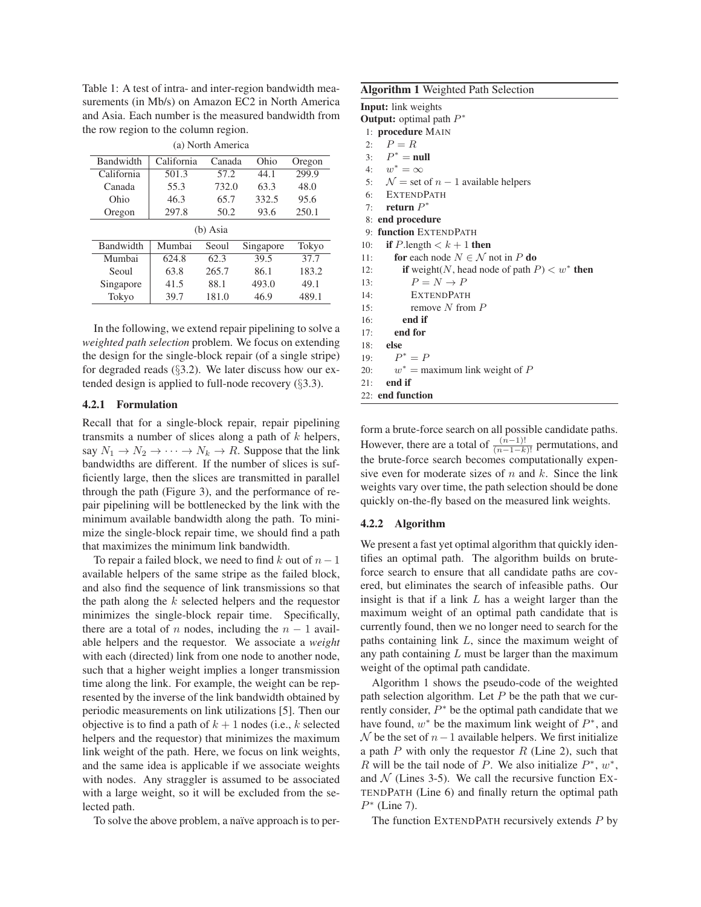Table 1: A test of intra- and inter-region bandwidth measurements (in Mb/s) on Amazon EC2 in North America and Asia. Each number is the measured bandwidth from the row region to the column region.

(a) North America

| Bandwidth | California | Canada | Ohio | Oregon |
|---|---|---|---|---|
| California | 501.3 | 57.2 | 44.1 | 299.9 |
| Canada | 55.3 | 732.0 | 63.3 | 48.0 |
| Ohio | 46.3 | 65.7 | 332.5 | 95.6 |
| Oregon | 297.8 | 50.2 | 93.6 | 250.1 |

(b) Asia

| Bandwidth | Mumbai | Seoul | Singapore | Tokyo |
|---|---|---|---|---|
| Mumbai | 624.8 | 62.3 | 39.5 | 37.7 |
| Seoul | 63.8 | 265.7 | 86.1 | 183.2 |
| Singapore | 41.5 | 88.1 | 493.0 | 49.1 |
| Tokyo | 39.7 | 181.0 | 46.9 | 489.1 |

In the following, we extend repair pipelining to solve a *weighted path selection* problem. We focus on extending the design for the single-block repair (of a single stripe) for degraded reads (§3.2). We later discuss how our extended design is applied to full-node recovery (§3.3).

### 4.2.1 Formulation

Recall that for a single-block repair, repair pipelining transmits a number of slices along a path of $k$ helpers, say $N_1 \to N_2 \to \cdots \to N_k \to R$. Suppose that the link bandwidths are different. If the number of slices is sufficiently large, then the slices are transmitted in parallel through the path (Figure 3), and the performance of repair pipelining will be bottlenecked by the link with the minimum available bandwidth along the path. To minimize the single-block repair time, we should find a path that maximizes the minimum link bandwidth.

To repair a failed block, we need to find $k$ out of $n-1$ available helpers of the same stripe as the failed block, and also find the sequence of link transmissions so that the path along the $k$ selected helpers and the requestor minimizes the single-block repair time. Specifically, there are a total of $n$ nodes, including the $n-1$ available helpers and the requestor. We associate a *weight* with each (directed) link from one node to another node, such that a higher weight implies a longer transmission time along the link. For example, the weight can be represented by the inverse of the link bandwidth obtained by periodic measurements on link utilizations [5]. Then our objective is to find a path of $k+1$ nodes (i.e., $k$ selected helpers and the requestor) that minimizes the maximum link weight of the path. Here, we focus on link weights, and the same idea is applicable if we associate weights with nodes. Any straggler is assumed to be associated with a large weight, so it will be excluded from the selected path.

To solve the above problem, a naïve approach is to perform a brute-force search on all possible candidate paths. However, there are a total of $\frac{(n-1)!}{(n-1-k)!}$ permutations, and the brute-force search becomes computationally expensive even for moderate sizes of $n$ and $k$. Since the link weights vary over time, the path selection should be done quickly on-the-fly based on the measured link weights.

**Algorithm 1** Weighted Path Selection

```
Input: link weights
Output: optimal path P*
 1: procedure MAIN
 2:   P = R
 3:   P* = null
 4:   w* = ∞
 5:   N = set of n − 1 available helpers
 6:   EXTENDPATH
 7:   return P*
 8: end procedure
 9: function EXTENDPATH
10:   if P.length < k + 1 then
11:     for each node N ∈ N not in P do
12:       if weight(N, head node of path P) < w* then
13:         P = N → P
14:         EXTENDPATH
15:         remove N from P
16:       end if
17:     end for
18:   else
19:     P* = P
20:     w* = maximum link weight of P
21:   end if
22: end function
```

### 4.2.2 Algorithm

We present a fast yet optimal algorithm that quickly identifies an optimal path. The algorithm builds on brute-force search to ensure that all candidate paths are covered, but eliminates the search of infeasible paths. Our insight is that if a link $L$ has a weight larger than the maximum weight of an optimal path candidate that is currently found, then we no longer need to search for the paths containing link $L$, since the maximum weight of any path containing $L$ must be larger than the maximum weight of the optimal path candidate.

Algorithm 1 shows the pseudo-code of the weighted path selection algorithm. Let $P$ be the path that we currently consider, $P^*$ be the optimal path candidate that we have found, $w^*$ be the maximum link weight of $P^*$, and $\mathcal{N}$ be the set of $n-1$ available helpers. We first initialize a path $P$ with only the requestor $R$ (Line 2), such that $R$ will be the tail node of $P$. We also initialize $P^*$, $w^*$, and $\mathcal{N}$ (Lines 3-5). We call the recursive function ExtendPath (Line 6) and finally return the optimal path $P^*$ (Line 7).

The function ExtendPath recursively extends $P$ by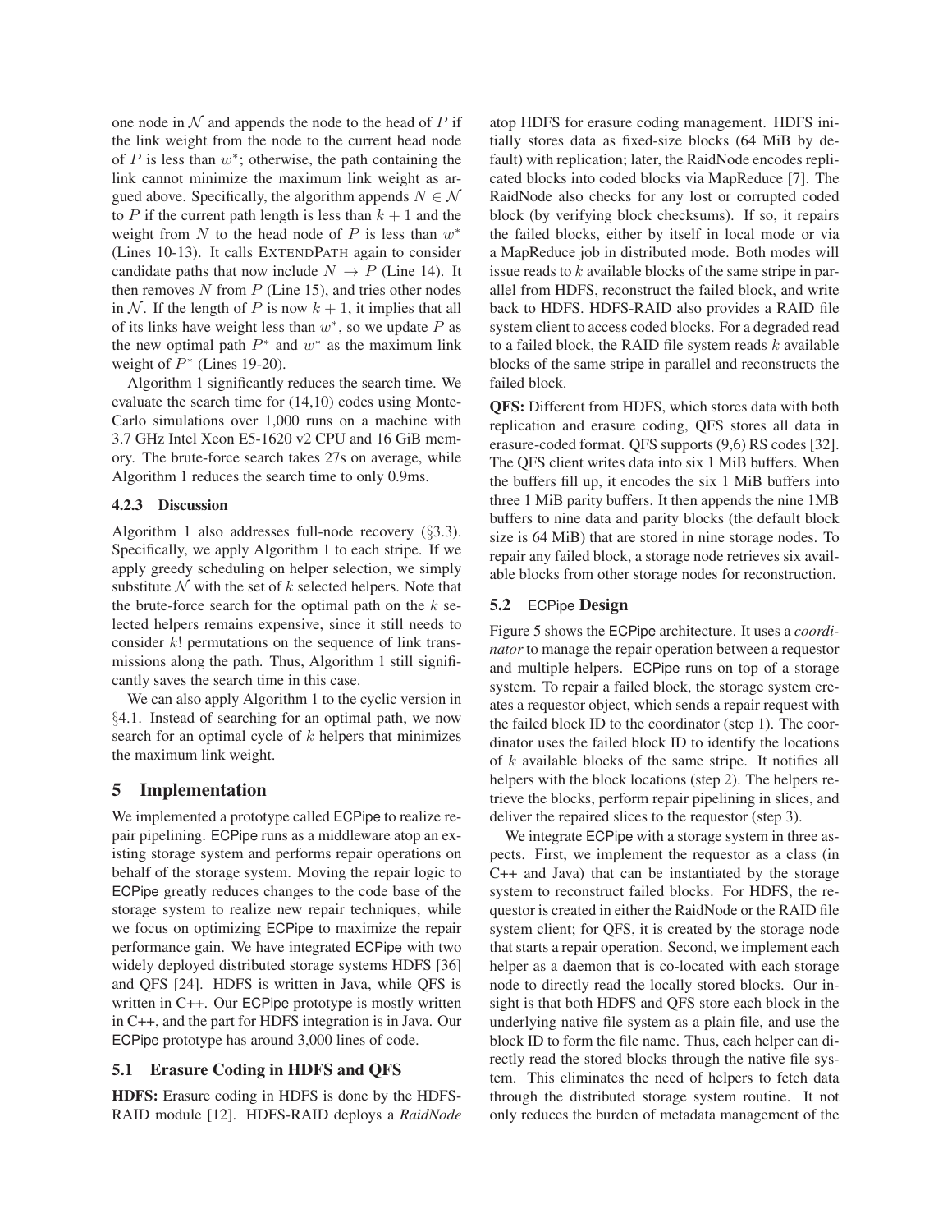one node in $\mathcal{N}$ and appends the node to the head of $P$ if the link weight from the node to the current head node of $P$ is less than $w^*$; otherwise, the path containing the link cannot minimize the maximum link weight as argued above. Specifically, the algorithm appends $N \in \mathcal{N}$ to $P$ if the current path length is less than $k+1$ and the weight from $N$ to the head node of $P$ is less than $w^*$ (Lines 10-13). It calls EXTENDPATH again to consider candidate paths that now include $N \to P$ (Line 14). It then removes $N$ from $P$ (Line 15), and tries other nodes in $\mathcal{N}$. If the length of $P$ is now $k+1$, it implies that all of its links have weight less than $w^*$, so we update $P$ as the new optimal path $P^*$ and $w^*$ as the maximum link weight of $P^*$ (Lines 19-20).

Algorithm 1 significantly reduces the search time. We evaluate the search time for (14,10) codes using Monte-Carlo simulations over 1,000 runs on a machine with 3.7 GHz Intel Xeon E5-1620 v2 CPU and 16 GiB memory. The brute-force search takes 27s on average, while Algorithm 1 reduces the search time to only 0.9ms.

#### 4.2.3 Discussion

Algorithm 1 also addresses full-node recovery (§3.3). Specifically, we apply Algorithm 1 to each stripe. If we apply greedy scheduling on helper selection, we simply substitute $\mathcal{N}$ with the set of $k$ selected helpers. Note that the brute-force search for the optimal path on the $k$ selected helpers remains expensive, since it still needs to consider $k!$ permutations on the sequence of link transmissions along the path. Thus, Algorithm 1 still significantly saves the search time in this case.

We can also apply Algorithm 1 to the cyclic version in §4.1. Instead of searching for an optimal path, we now search for an optimal cycle of $k$ helpers that minimizes the maximum link weight.

## 5 Implementation

We implemented a prototype called ECPipe to realize repair pipelining. ECPipe runs as a middleware atop an existing storage system and performs repair operations on behalf of the storage system. Moving the repair logic to ECPipe greatly reduces changes to the code base of the storage system to realize new repair techniques, while we focus on optimizing ECPipe to maximize the repair performance gain. We have integrated ECPipe with two widely deployed distributed storage systems HDFS [36] and QFS [24]. HDFS is written in Java, while QFS is written in C++. Our ECPipe prototype is mostly written in C++, and the part for HDFS integration is in Java. Our ECPipe prototype has around 3,000 lines of code.

### 5.1 Erasure Coding in HDFS and QFS

**HDFS:** Erasure coding in HDFS is done by the HDFS-RAID module [12]. HDFS-RAID deploys a *RaidNode* atop HDFS for erasure coding management. HDFS initially stores data as fixed-size blocks (64 MiB by default) with replication; later, the RaidNode encodes replicated blocks into coded blocks via MapReduce [7]. The RaidNode also checks for any lost or corrupted coded block (by verifying block checksums). If so, it repairs the failed blocks, either by itself in local mode or via a MapReduce job in distributed mode. Both modes will issue reads to $k$ available blocks of the same stripe in parallel from HDFS, reconstruct the failed block, and write back to HDFS. HDFS-RAID also provides a RAID file system client to access coded blocks. For a degraded read to a failed block, the RAID file system reads $k$ available blocks of the same stripe in parallel and reconstructs the failed block.

**QFS:** Different from HDFS, which stores data with both replication and erasure coding, QFS stores all data in erasure-coded format. QFS supports (9,6) RS codes [32]. The QFS client writes data into six 1 MiB buffers. When the buffers fill up, it encodes the six 1 MiB buffers into three 1 MiB parity buffers. It then appends the nine 1MB buffers to nine data and parity blocks (the default block size is 64 MiB) that are stored in nine storage nodes. To repair any failed block, a storage node retrieves six available blocks from other storage nodes for reconstruction.

### 5.2 ECPipe Design

Figure 5 shows the ECPipe architecture. It uses a *coordinator* to manage the repair operation between a requestor and multiple helpers. ECPipe runs on top of a storage system. To repair a failed block, the storage system creates a requestor object, which sends a repair request with the failed block ID to the coordinator (step 1). The coordinator uses the failed block ID to identify the locations of $k$ available blocks of the same stripe. It notifies all helpers with the block locations (step 2). The helpers retrieve the blocks, perform repair pipelining in slices, and deliver the repaired slices to the requestor (step 3).

We integrate ECPipe with a storage system in three aspects. First, we implement the requestor as a class (in C++ and Java) that can be instantiated by the storage system to reconstruct failed blocks. For HDFS, the requestor is created in either the RaidNode or the RAID file system client; for QFS, it is created by the storage node that starts a repair operation. Second, we implement each helper as a daemon that is co-located with each storage node to directly read the locally stored blocks. Our insight is that both HDFS and QFS store each block in the underlying native file system as a plain file, and use the block ID to form the file name. Thus, each helper can directly read the stored blocks through the native file system. This eliminates the need of helpers to fetch data through the distributed storage system routine. It not only reduces the burden of metadata management of the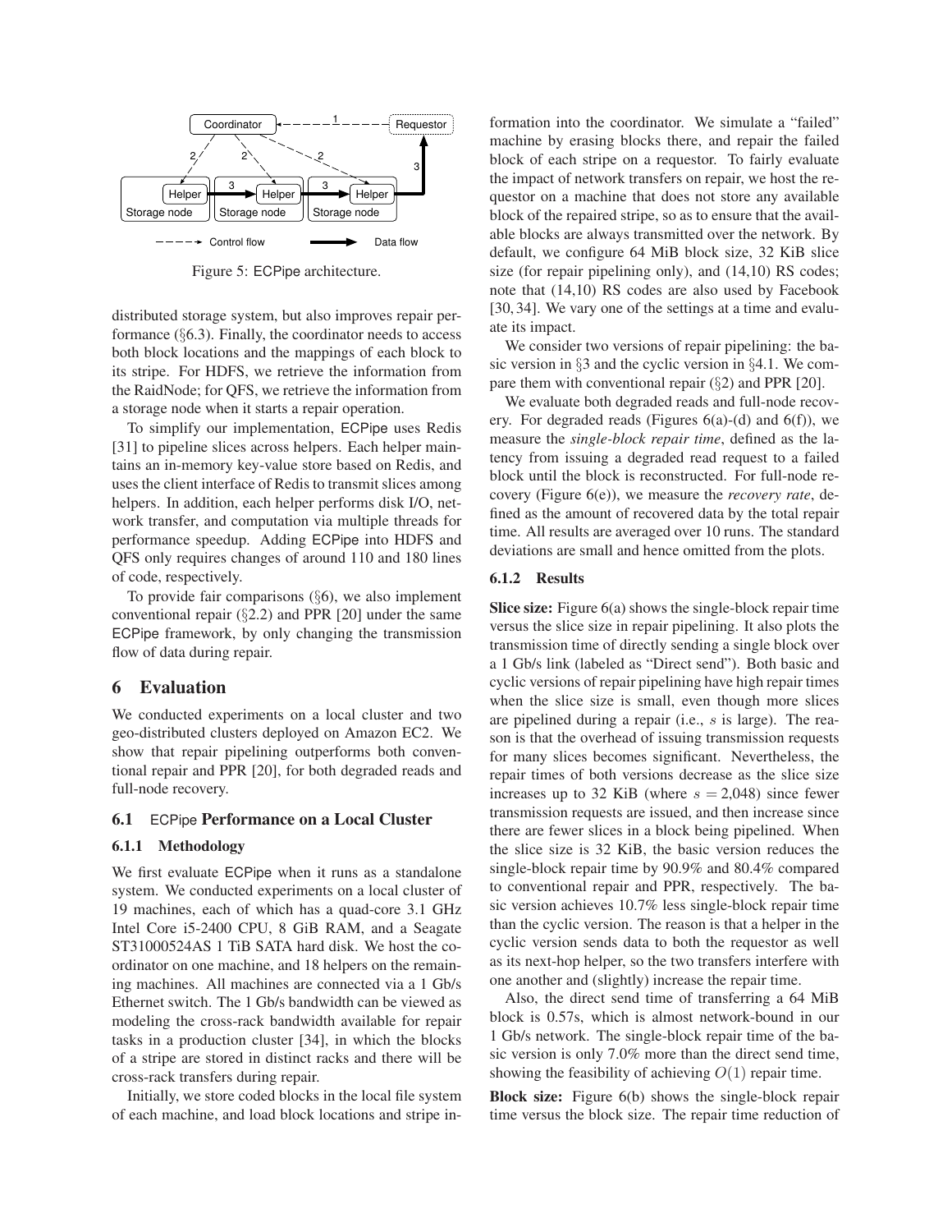Figure 5: ECPipe architecture.

distributed storage system, but also improves repair performance (§6.3). Finally, the coordinator needs to access both block locations and the mappings of each block to its stripe. For HDFS, we retrieve the information from the RaidNode; for QFS, we retrieve the information from a storage node when it starts a repair operation.

To simplify our implementation, ECPipe uses Redis [31] to pipeline slices across helpers. Each helper maintains an in-memory key-value store based on Redis, and uses the client interface of Redis to transmit slices among helpers. In addition, each helper performs disk I/O, network transfer, and computation via multiple threads for performance speedup. Adding ECPipe into HDFS and QFS only requires changes of around 110 and 180 lines of code, respectively.

To provide fair comparisons (§6), we also implement conventional repair (§2.2) and PPR [20] under the same ECPipe framework, by only changing the transmission flow of data during repair.

# 6 Evaluation

We conducted experiments on a local cluster and two geo-distributed clusters deployed on Amazon EC2. We show that repair pipelining outperforms both conventional repair and PPR [20], for both degraded reads and full-node recovery.

## 6.1 ECPipe Performance on a Local Cluster

### 6.1.1 Methodology

We first evaluate ECPipe when it runs as a standalone system. We conducted experiments on a local cluster of 19 machines, each of which has a quad-core 3.1 GHz Intel Core i5-2400 CPU, 8 GiB RAM, and a Seagate ST31000524AS 1 TiB SATA hard disk. We host the coordinator on one machine, and 18 helpers on the remaining machines. All machines are connected via a 1 Gb/s Ethernet switch. The 1 Gb/s bandwidth can be viewed as modeling the cross-rack bandwidth available for repair tasks in a production cluster [34], in which the blocks of a stripe are stored in distinct racks and there will be cross-rack transfers during repair.

Initially, we store coded blocks in the local file system of each machine, and load block locations and stripe information into the coordinator. We simulate a "failed" machine by erasing blocks there, and repair the failed block of each stripe on a requestor. To fairly evaluate the impact of network transfers on repair, we host the requestor on a machine that does not store any available block of the repaired stripe, so as to ensure that the available blocks are always transmitted over the network. By default, we configure 64 MiB block size, 32 KiB slice size (for repair pipelining only), and (14,10) RS codes; note that (14,10) RS codes are also used by Facebook [30, 34]. We vary one of the settings at a time and evaluate its impact.

We consider two versions of repair pipelining: the basic version in §3 and the cyclic version in §4.1. We compare them with conventional repair (§2) and PPR [20].

We evaluate both degraded reads and full-node recovery. For degraded reads (Figures 6(a)-(d) and 6(f)), we measure the *single-block repair time*, defined as the latency from issuing a degraded read request to a failed block until the block is reconstructed. For full-node recovery (Figure 6(e)), we measure the *recovery rate*, defined as the amount of recovered data by the total repair time. All results are averaged over 10 runs. The standard deviations are small and hence omitted from the plots.

### 6.1.2 Results

**Slice size:** Figure 6(a) shows the single-block repair time versus the slice size in repair pipelining. It also plots the transmission time of directly sending a single block over a 1 Gb/s link (labeled as "Direct send"). Both basic and cyclic versions of repair pipelining have high repair times when the slice size is small, even though more slices are pipelined during a repair (i.e., $s$ is large). The reason is that the overhead of issuing transmission requests for many slices becomes significant. Nevertheless, the repair times of both versions decrease as the slice size increases up to 32 KiB (where $s = 2{,}048$) since fewer transmission requests are issued, and then increase since there are fewer slices in a block being pipelined. When the slice size is 32 KiB, the basic version reduces the single-block repair time by 90.9% and 80.4% compared to conventional repair and PPR, respectively. The basic version achieves 10.7% less single-block repair time than the cyclic version. The reason is that a helper in the cyclic version sends data to both the requestor as well as its next-hop helper, so the two transfers interfere with one another and (slightly) increase the repair time.

Also, the direct send time of transferring a 64 MiB block is 0.57s, which is almost network-bound in our 1 Gb/s network. The single-block repair time of the basic version is only 7.0% more than the direct send time, showing the feasibility of achieving $O(1)$ repair time.

**Block size:** Figure 6(b) shows the single-block repair time versus the block size. The repair time reduction of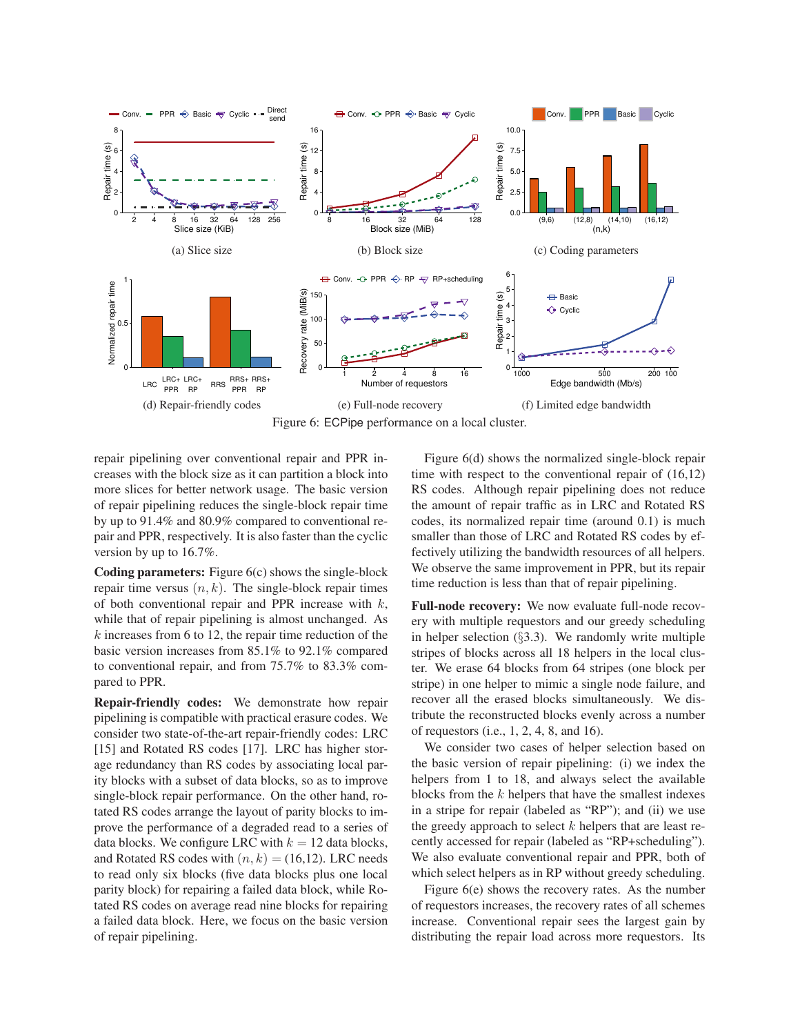(a) Slice size

(b) Block size

(c) Coding parameters

(d) Repair-friendly codes

(e) Full-node recovery

(f) Limited edge bandwidth

Figure 6: ECPipe performance on a local cluster.

repair pipelining over conventional repair and PPR increases with the block size as it can partition a block into more slices for better network usage. The basic version of repair pipelining reduces the single-block repair time by up to 91.4% and 80.9% compared to conventional repair and PPR, respectively. It is also faster than the cyclic version by up to 16.7%.

**Coding parameters:** Figure 6(c) shows the single-block repair time versus $(n, k)$. The single-block repair times of both conventional repair and PPR increase with $k$, while that of repair pipelining is almost unchanged. As $k$ increases from 6 to 12, the repair time reduction of the basic version increases from 85.1% to 92.1% compared to conventional repair, and from 75.7% to 83.3% compared to PPR.

**Repair-friendly codes:** We demonstrate how repair pipelining is compatible with practical erasure codes. We consider two state-of-the-art repair-friendly codes: LRC [15] and Rotated RS codes [17]. LRC has higher storage redundancy than RS codes by associating local parity blocks with a subset of data blocks, so as to improve single-block repair performance. On the other hand, rotated RS codes arrange the layout of parity blocks to improve the performance of a degraded read to a series of data blocks. We configure LRC with $k = 12$ data blocks, and Rotated RS codes with $(n, k) =$ (16,12). LRC needs to read only six blocks (five data blocks plus one local parity block) for repairing a failed data block, while Rotated RS codes on average read nine blocks for repairing a failed data block. Here, we focus on the basic version of repair pipelining.

Figure 6(d) shows the normalized single-block repair time with respect to the conventional repair of (16,12) RS codes. Although repair pipelining does not reduce the amount of repair traffic as in LRC and Rotated RS codes, its normalized repair time (around 0.1) is much smaller than those of LRC and Rotated RS codes by effectively utilizing the bandwidth resources of all helpers. We observe the same improvement in PPR, but its repair time reduction is less than that of repair pipelining.

**Full-node recovery:** We now evaluate full-node recovery with multiple requestors and our greedy scheduling in helper selection (§3.3). We randomly write multiple stripes of blocks across all 18 helpers in the local cluster. We erase 64 blocks from 64 stripes (one block per stripe) in one helper to mimic a single node failure, and recover all the erased blocks simultaneously. We distribute the reconstructed blocks evenly across a number of requestors (i.e., 1, 2, 4, 8, and 16).

We consider two cases of helper selection based on the basic version of repair pipelining: (i) we index the helpers from 1 to 18, and always select the available blocks from the $k$ helpers that have the smallest indexes in a stripe for repair (labeled as "RP"); and (ii) we use the greedy approach to select $k$ helpers that are least recently accessed for repair (labeled as "RP+scheduling"). We also evaluate conventional repair and PPR, both of which select helpers as in RP without greedy scheduling.

Figure 6(e) shows the recovery rates. As the number of requestors increases, the recovery rates of all schemes increase. Conventional repair sees the largest gain by distributing the repair load across more requestors. Its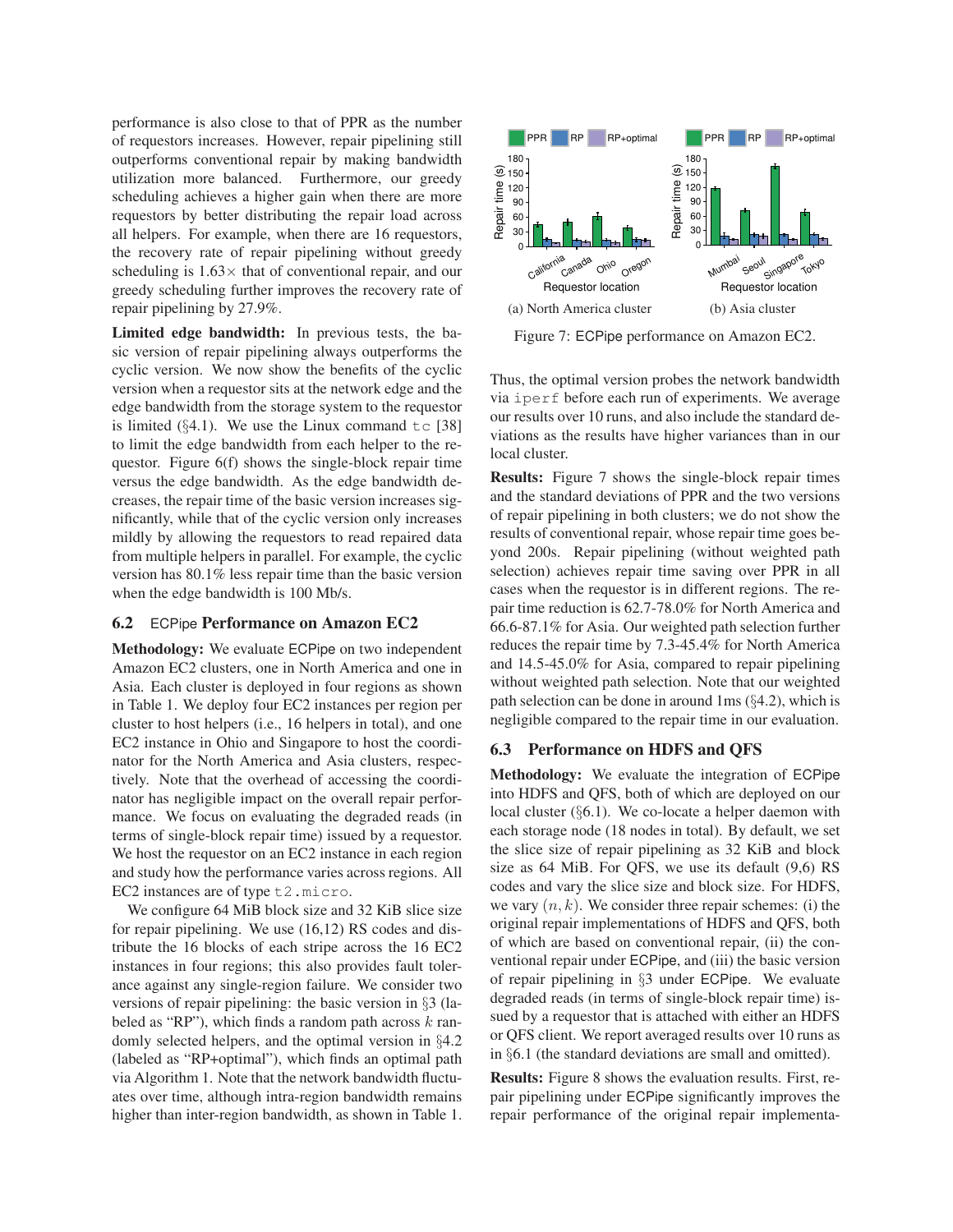performance is also close to that of PPR as the number of requestors increases. However, repair pipelining still outperforms conventional repair by making bandwidth utilization more balanced. Furthermore, our greedy scheduling achieves a higher gain when there are more requestors by better distributing the repair load across all helpers. For example, when there are 16 requestors, the recovery rate of repair pipelining without greedy scheduling is 1.63× that of conventional repair, and our greedy scheduling further improves the recovery rate of repair pipelining by 27.9%.

**Limited edge bandwidth:** In previous tests, the basic version of repair pipelining always outperforms the cyclic version. We now show the benefits of the cyclic version when a requestor sits at the network edge and the edge bandwidth from the storage system to the requestor is limited (§4.1). We use the Linux command `tc` [38] to limit the edge bandwidth from each helper to the requestor. Figure 6(f) shows the single-block repair time versus the edge bandwidth. As the edge bandwidth decreases, the repair time of the basic version increases significantly, while that of the cyclic version only increases mildly by allowing the requestors to read repaired data from multiple helpers in parallel. For example, the cyclic version has 80.1% less repair time than the basic version when the edge bandwidth is 100 Mb/s.

### 6.2 ECPipe Performance on Amazon EC2

**Methodology:** We evaluate ECPipe on two independent Amazon EC2 clusters, one in North America and one in Asia. Each cluster is deployed in four regions as shown in Table 1. We deploy four EC2 instances per region per cluster to host helpers (i.e., 16 helpers in total), and one EC2 instance in Ohio and Singapore to host the coordinator for the North America and Asia clusters, respectively. Note that the overhead of accessing the coordinator has negligible impact on the overall repair performance. We focus on evaluating the degraded reads (in terms of single-block repair time) issued by a requestor. We host the requestor on an EC2 instance in each region and study how the performance varies across regions. All EC2 instances are of type `t2.micro`.

We configure 64 MiB block size and 32 KiB slice size for repair pipelining. We use (16,12) RS codes and distribute the 16 blocks of each stripe across the 16 EC2 instances in four regions; this also provides fault tolerance against any single-region failure. We consider two versions of repair pipelining: the basic version in §3 (labeled as "RP"), which finds a random path across $k$ randomly selected helpers, and the optimal version in §4.2 (labeled as "RP+optimal"), which finds an optimal path via Algorithm 1. Note that the network bandwidth fluctuates over time, although intra-region bandwidth remains higher than inter-region bandwidth, as shown in Table 1.

(a) North America cluster

(b) Asia cluster

Figure 7: ECPipe performance on Amazon EC2.

Thus, the optimal version probes the network bandwidth via `iperf` before each run of experiments. We average our results over 10 runs, and also include the standard deviations as the results have higher variances than in our local cluster.

**Results:** Figure 7 shows the single-block repair times and the standard deviations of PPR and the two versions of repair pipelining in both clusters; we do not show the results of conventional repair, whose repair time goes beyond 200s. Repair pipelining (without weighted path selection) achieves repair time saving over PPR in all cases when the requestor is in different regions. The repair time reduction is 62.7-78.0% for North America and 66.6-87.1% for Asia. Our weighted path selection further reduces the repair time by 7.3-45.4% for North America and 14.5-45.0% for Asia, compared to repair pipelining without weighted path selection. Note that our weighted path selection can be done in around 1ms (§4.2), which is negligible compared to the repair time in our evaluation.

### 6.3 Performance on HDFS and QFS

**Methodology:** We evaluate the integration of ECPipe into HDFS and QFS, both of which are deployed on our local cluster (§6.1). We co-locate a helper daemon with each storage node (18 nodes in total). By default, we set the slice size of repair pipelining as 32 KiB and block size as 64 MiB. For QFS, we use its default (9,6) RS codes and vary the slice size and block size. For HDFS, we vary $(n, k)$. We consider three repair schemes: (i) the original repair implementations of HDFS and QFS, both of which are based on conventional repair, (ii) the conventional repair under ECPipe, and (iii) the basic version of repair pipelining in §3 under ECPipe. We evaluate degraded reads (in terms of single-block repair time) issued by a requestor that is attached with either an HDFS or QFS client. We report averaged results over 10 runs as in §6.1 (the standard deviations are small and omitted).

**Results:** Figure 8 shows the evaluation results. First, repair pipelining under ECPipe significantly improves the repair performance of the original repair implementa-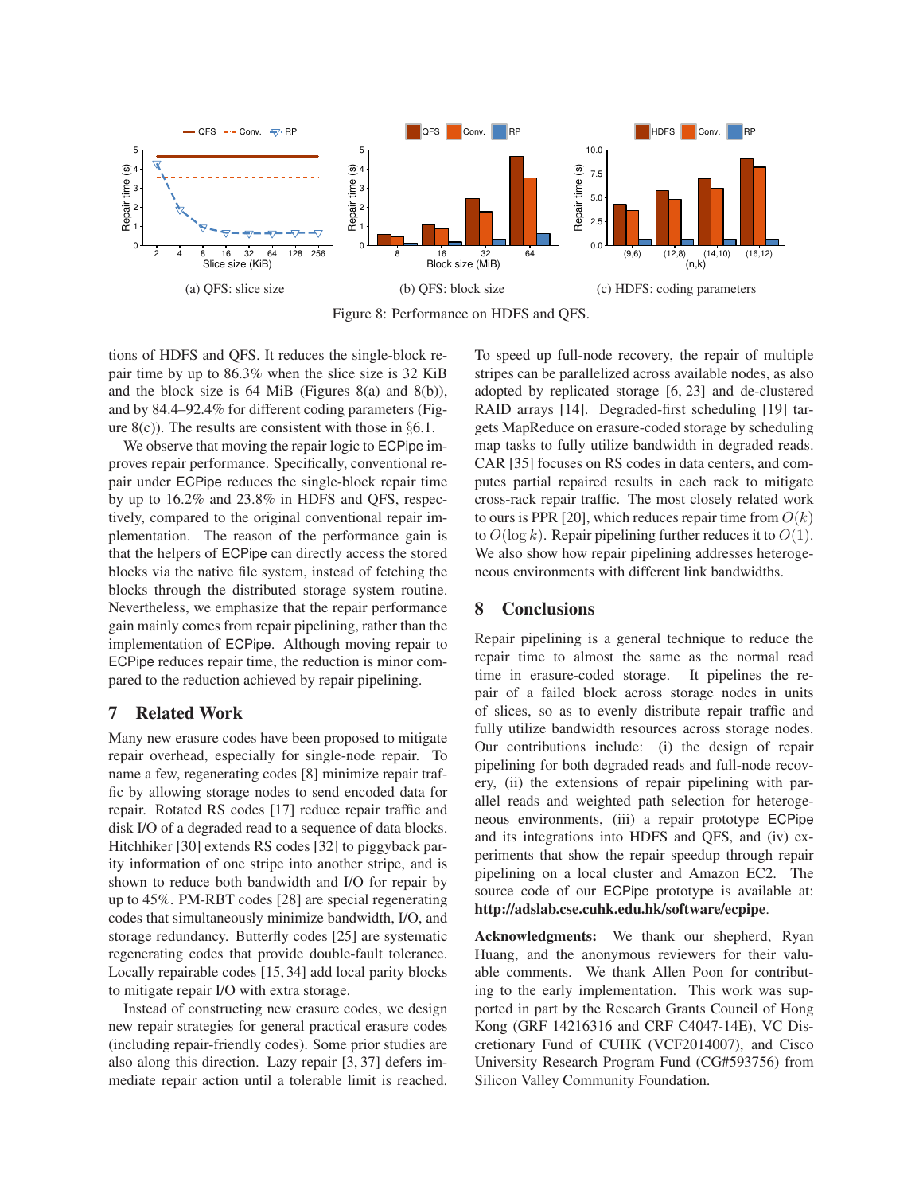(a) QFS: slice size

(b) QFS: block size

(c) HDFS: coding parameters

Figure 8: Performance on HDFS and QFS.

tions of HDFS and QFS. It reduces the single-block repair time by up to 86.3% when the slice size is 32 KiB and the block size is 64 MiB (Figures 8(a) and 8(b)), and by 84.4–92.4% for different coding parameters (Figure 8(c)). The results are consistent with those in §6.1.

We observe that moving the repair logic to ECPipe improves repair performance. Specifically, conventional repair under ECPipe reduces the single-block repair time by up to 16.2% and 23.8% in HDFS and QFS, respectively, compared to the original conventional repair implementation. The reason of the performance gain is that the helpers of ECPipe can directly access the stored blocks via the native file system, instead of fetching the blocks through the distributed storage system routine. Nevertheless, we emphasize that the repair performance gain mainly comes from repair pipelining, rather than the implementation of ECPipe. Although moving repair to ECPipe reduces repair time, the reduction is minor compared to the reduction achieved by repair pipelining.

## 7 Related Work

Many new erasure codes have been proposed to mitigate repair overhead, especially for single-node repair. To name a few, regenerating codes [8] minimize repair traffic by allowing storage nodes to send encoded data for repair. Rotated RS codes [17] reduce repair traffic and disk I/O of a degraded read to a sequence of data blocks. Hitchhiker [30] extends RS codes [32] to piggyback parity information of one stripe into another stripe, and is shown to reduce both bandwidth and I/O for repair by up to 45%. PM-RBT codes [28] are special regenerating codes that simultaneously minimize bandwidth, I/O, and storage redundancy. Butterfly codes [25] are systematic regenerating codes that provide double-fault tolerance. Locally repairable codes [15, 34] add local parity blocks to mitigate repair I/O with extra storage.

Instead of constructing new erasure codes, we design new repair strategies for general practical erasure codes (including repair-friendly codes). Some prior studies are also along this direction. Lazy repair [3, 37] defers immediate repair action until a tolerable limit is reached. To speed up full-node recovery, the repair of multiple stripes can be parallelized across available nodes, as also adopted by replicated storage [6, 23] and de-clustered RAID arrays [14]. Degraded-first scheduling [19] targets MapReduce on erasure-coded storage by scheduling map tasks to fully utilize bandwidth in degraded reads. CAR [35] focuses on RS codes in data centers, and computes partial repaired results in each rack to mitigate cross-rack repair traffic. The most closely related work to ours is PPR [20], which reduces repair time from $O(k)$ to $O(\log k)$. Repair pipelining further reduces it to $O(1)$. We also show how repair pipelining addresses heterogeneous environments with different link bandwidths.

## 8 Conclusions

Repair pipelining is a general technique to reduce the repair time to almost the same as the normal read time in erasure-coded storage. It pipelines the repair of a failed block across storage nodes in units of slices, so as to evenly distribute repair traffic and fully utilize bandwidth resources across storage nodes. Our contributions include: (i) the design of repair pipelining for both degraded reads and full-node recovery, (ii) the extensions of repair pipelining with parallel reads and weighted path selection for heterogeneous environments, (iii) a repair prototype ECPipe and its integrations into HDFS and QFS, and (iv) experiments that show the repair speedup through repair pipelining on a local cluster and Amazon EC2. The source code of our ECPipe prototype is available at: **http://adslab.cse.cuhk.edu.hk/software/ecpipe**.

**Acknowledgments:** We thank our shepherd, Ryan Huang, and the anonymous reviewers for their valuable comments. We thank Allen Poon for contributing to the early implementation. This work was supported in part by the Research Grants Council of Hong Kong (GRF 14216316 and CRF C4047-14E), VC Discretionary Fund of CUHK (VCF2014007), and Cisco University Research Program Fund (CG#593756) from Silicon Valley Community Foundation.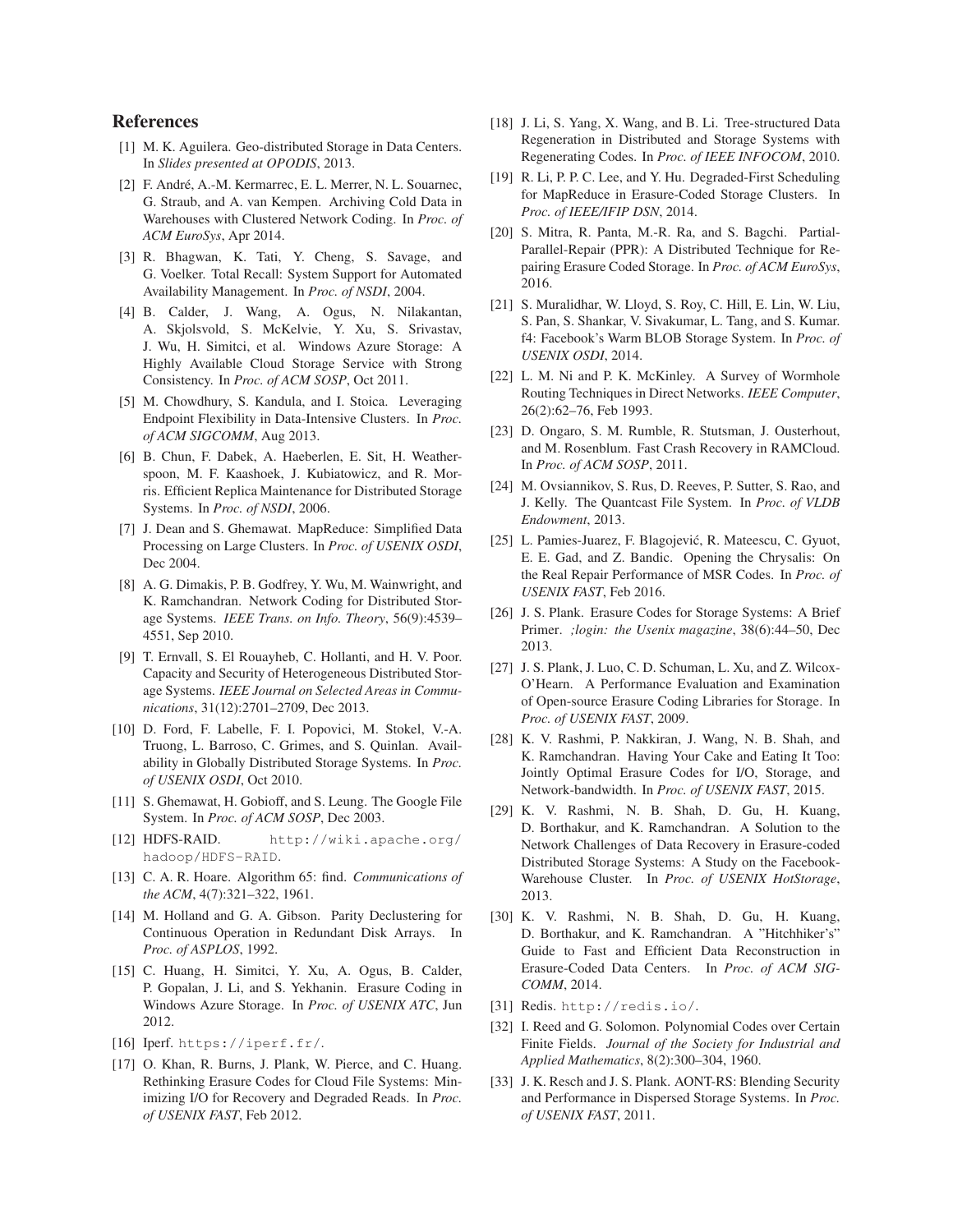## References

[1] M. K. Aguilera. Geo-distributed Storage in Data Centers. In *Slides presented at OPODIS*, 2013.

[2] F. André, A.-M. Kermarrec, E. L. Merrer, N. L. Souarnec, G. Straub, and A. van Kempen. Archiving Cold Data in Warehouses with Clustered Network Coding. In *Proc. of ACM EuroSys*, Apr 2014.

[3] R. Bhagwan, K. Tati, Y. Cheng, S. Savage, and G. Voelker. Total Recall: System Support for Automated Availability Management. In *Proc. of NSDI*, 2004.

[4] B. Calder, J. Wang, A. Ogus, N. Nilakantan, A. Skjolsvold, S. McKelvie, Y. Xu, S. Srivastav, J. Wu, H. Simitci, et al. Windows Azure Storage: A Highly Available Cloud Storage Service with Strong Consistency. In *Proc. of ACM SOSP*, Oct 2011.

[5] M. Chowdhury, S. Kandula, and I. Stoica. Leveraging Endpoint Flexibility in Data-Intensive Clusters. In *Proc. of ACM SIGCOMM*, Aug 2013.

[6] B. Chun, F. Dabek, A. Haeberlen, E. Sit, H. Weatherspoon, M. F. Kaashoek, J. Kubiatowicz, and R. Morris. Efficient Replica Maintenance for Distributed Storage Systems. In *Proc. of NSDI*, 2006.

[7] J. Dean and S. Ghemawat. MapReduce: Simplified Data Processing on Large Clusters. In *Proc. of USENIX OSDI*, Dec 2004.

[8] A. G. Dimakis, P. B. Godfrey, Y. Wu, M. Wainwright, and K. Ramchandran. Network Coding for Distributed Storage Systems. *IEEE Trans. on Info. Theory*, 56(9):4539–4551, Sep 2010.

[9] T. Ernvall, S. El Rouayheb, C. Hollanti, and H. V. Poor. Capacity and Security of Heterogeneous Distributed Storage Systems. *IEEE Journal on Selected Areas in Communications*, 31(12):2701–2709, Dec 2013.

[10] D. Ford, F. Labelle, F. I. Popovici, M. Stokel, V.-A. Truong, L. Barroso, C. Grimes, and S. Quinlan. Availability in Globally Distributed Storage Systems. In *Proc. of USENIX OSDI*, Oct 2010.

[11] S. Ghemawat, H. Gobioff, and S. Leung. The Google File System. In *Proc. of ACM SOSP*, Dec 2003.

[12] HDFS-RAID. `http://wiki.apache.org/hadoop/HDFS-RAID`.

[13] C. A. R. Hoare. Algorithm 65: find. *Communications of the ACM*, 4(7):321–322, 1961.

[14] M. Holland and G. A. Gibson. Parity Declustering for Continuous Operation in Redundant Disk Arrays. In *Proc. of ASPLOS*, 1992.

[15] C. Huang, H. Simitci, Y. Xu, A. Ogus, B. Calder, P. Gopalan, J. Li, and S. Yekhanin. Erasure Coding in Windows Azure Storage. In *Proc. of USENIX ATC*, Jun 2012.

[16] Iperf. `https://iperf.fr/`.

[17] O. Khan, R. Burns, J. Plank, W. Pierce, and C. Huang. Rethinking Erasure Codes for Cloud File Systems: Minimizing I/O for Recovery and Degraded Reads. In *Proc. of USENIX FAST*, Feb 2012.

[18] J. Li, S. Yang, X. Wang, and B. Li. Tree-structured Data Regeneration in Distributed and Storage Systems with Regenerating Codes. In *Proc. of IEEE INFOCOM*, 2010.

[19] R. Li, P. P. C. Lee, and Y. Hu. Degraded-First Scheduling for MapReduce in Erasure-Coded Storage Clusters. In *Proc. of IEEE/IFIP DSN*, 2014.

[20] S. Mitra, R. Panta, M.-R. Ra, and S. Bagchi. Partial-Parallel-Repair (PPR): A Distributed Technique for Repairing Erasure Coded Storage. In *Proc. of ACM EuroSys*, 2016.

[21] S. Muralidhar, W. Lloyd, S. Roy, C. Hill, E. Lin, W. Liu, S. Pan, S. Shankar, V. Sivakumar, L. Tang, and S. Kumar. f4: Facebook's Warm BLOB Storage System. In *Proc. of USENIX OSDI*, 2014.

[22] L. M. Ni and P. K. McKinley. A Survey of Wormhole Routing Techniques in Direct Networks. *IEEE Computer*, 26(2):62–76, Feb 1993.

[23] D. Ongaro, S. M. Rumble, R. Stutsman, J. Ousterhout, and M. Rosenblum. Fast Crash Recovery in RAMCloud. In *Proc. of ACM SOSP*, 2011.

[24] M. Ovsiannikov, S. Rus, D. Reeves, P. Sutter, S. Rao, and J. Kelly. The Quantcast File System. In *Proc. of VLDB Endowment*, 2013.

[25] L. Pamies-Juarez, F. Blagojević, R. Mateescu, C. Gyuot, E. E. Gad, and Z. Bandic. Opening the Chrysalis: On the Real Repair Performance of MSR Codes. In *Proc. of USENIX FAST*, Feb 2016.

[26] J. S. Plank. Erasure Codes for Storage Systems: A Brief Primer. *;login: the Usenix magazine*, 38(6):44–50, Dec 2013.

[27] J. S. Plank, J. Luo, C. D. Schuman, L. Xu, and Z. Wilcox-O'Hearn. A Performance Evaluation and Examination of Open-source Erasure Coding Libraries for Storage. In *Proc. of USENIX FAST*, 2009.

[28] K. V. Rashmi, P. Nakkiran, J. Wang, N. B. Shah, and K. Ramchandran. Having Your Cake and Eating It Too: Jointly Optimal Erasure Codes for I/O, Storage, and Network-bandwidth. In *Proc. of USENIX FAST*, 2015.

[29] K. V. Rashmi, N. B. Shah, D. Gu, H. Kuang, D. Borthakur, and K. Ramchandran. A Solution to the Network Challenges of Data Recovery in Erasure-coded Distributed Storage Systems: A Study on the Facebook-Warehouse Cluster. In *Proc. of USENIX HotStorage*, 2013.

[30] K. V. Rashmi, N. B. Shah, D. Gu, H. Kuang, D. Borthakur, and K. Ramchandran. A "Hitchhiker's" Guide to Fast and Efficient Data Reconstruction in Erasure-Coded Data Centers. In *Proc. of ACM SIGCOMM*, 2014.

[31] Redis. `http://redis.io/`.

[32] I. Reed and G. Solomon. Polynomial Codes over Certain Finite Fields. *Journal of the Society for Industrial and Applied Mathematics*, 8(2):300–304, 1960.

[33] J. K. Resch and J. S. Plank. AONT-RS: Blending Security and Performance in Dispersed Storage Systems. In *Proc. of USENIX FAST*, 2011.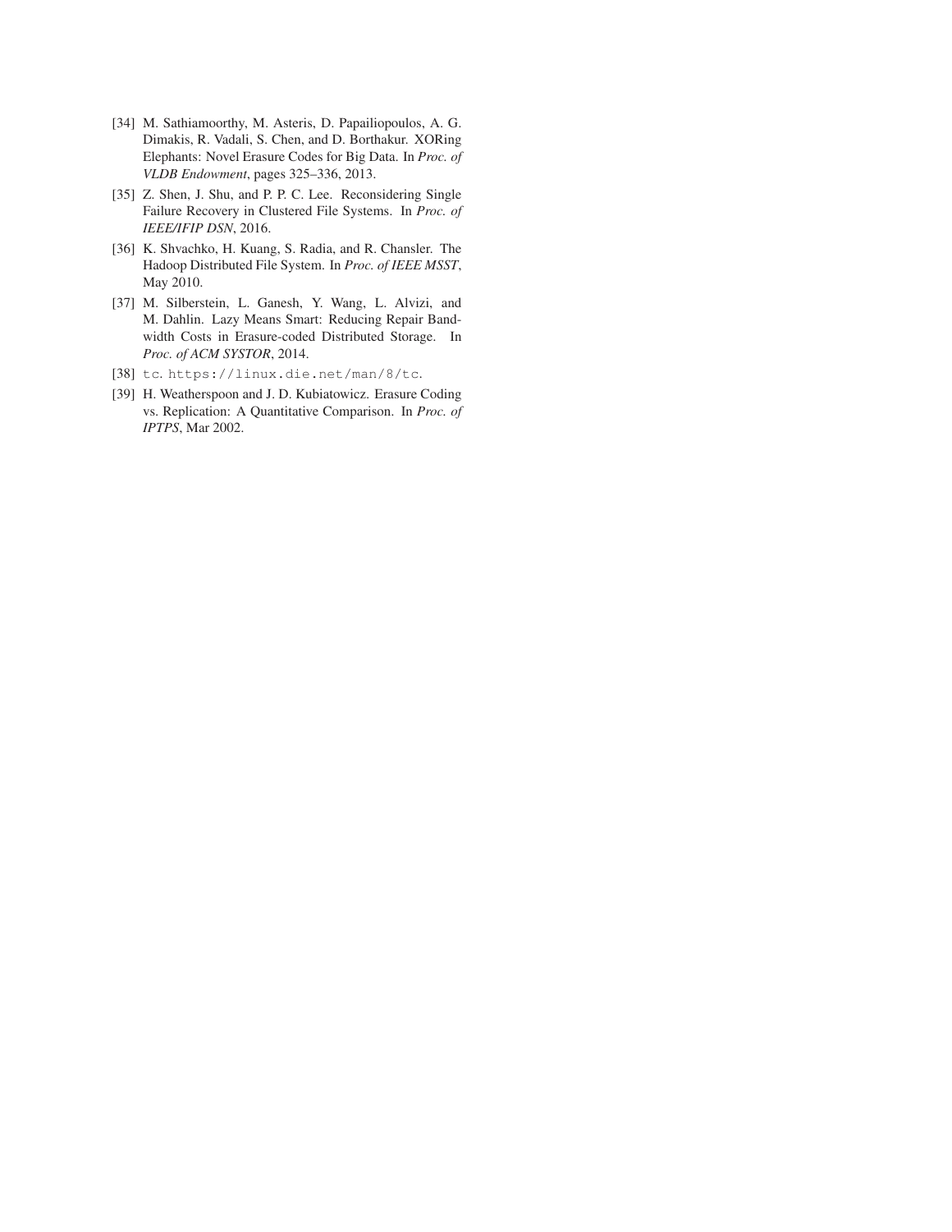[34] M. Sathiamoorthy, M. Asteris, D. Papailiopoulos, A. G. Dimakis, R. Vadali, S. Chen, and D. Borthakur. XORing Elephants: Novel Erasure Codes for Big Data. In *Proc. of VLDB Endowment*, pages 325–336, 2013.

[35] Z. Shen, J. Shu, and P. P. C. Lee. Reconsidering Single Failure Recovery in Clustered File Systems. In *Proc. of IEEE/IFIP DSN*, 2016.

[36] K. Shvachko, H. Kuang, S. Radia, and R. Chansler. The Hadoop Distributed File System. In *Proc. of IEEE MSST*, May 2010.

[37] M. Silberstein, L. Ganesh, Y. Wang, L. Alvizi, and M. Dahlin. Lazy Means Smart: Reducing Repair Bandwidth Costs in Erasure-coded Distributed Storage. In *Proc. of ACM SYSTOR*, 2014.

[38] `tc`. `https://linux.die.net/man/8/tc`.

[39] H. Weatherspoon and J. D. Kubiatowicz. Erasure Coding vs. Replication: A Quantitative Comparison. In *Proc. of IPTPS*, Mar 2002.